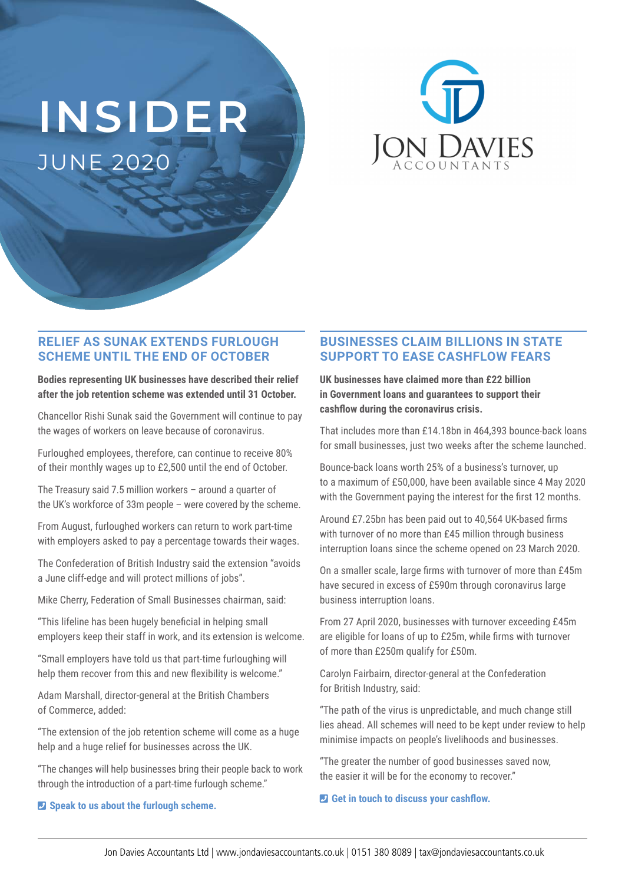# INSIDER

JUNE 2020

Jon Davies Accountants

## RELIEF AS SUNAK EXTENDS FURLOUGH SCHEME UNTIL THE END OF OCTOBER

**Bodies representing UK businesses have described their relief after the job retention scheme was extended until 31 October.**

Chancellor Rishi Sunak said the Government will continue to pay the wages of workers on leave because of coronavirus.

Furloughed employees, therefore, can continue to receive 80% of their monthly wages up to £2,500 until the end of October.

The Treasury said 7.5 million workers – around a quarter of the UK's workforce of 33m people – were covered by the scheme.

From August, furloughed workers can return to work part-time with employers asked to pay a percentage towards their wages.

The Confederation of British Industry said the extension "avoids a June cliff-edge and will protect millions of jobs".

Mike Cherry, Federation of Small Businesses chairman, said:

"This lifeline has been hugely beneficial in helping small employers keep their staff in work, and its extension is welcome.

"Small employers have told us that part-time furloughing will help them recover from this and new flexibility is welcome."

Adam Marshall, director-general at the British Chambers of Commerce, added:

"The extension of the job retention scheme will come as a huge help and a huge relief for businesses across the UK.

"The changes will help businesses bring their people back to work through the introduction of a part-time furlough scheme."

**Speak to us about the furlough scheme.**

## BUSINESSES CLAIM BILLIONS IN STATE SUPPORT TO EASE CASHFLOW FEARS

**UK businesses have claimed more than £22 billion in Government loans and guarantees to support their cashflow during the coronavirus crisis.**

That includes more than £14.18bn in 464,393 bounce-back loans for small businesses, just two weeks after the scheme launched.

Bounce-back loans worth 25% of a business's turnover, up to a maximum of £50,000, have been available since 4 May 2020 with the Government paying the interest for the first 12 months.

Around £7.25bn has been paid out to 40,564 UK-based firms with turnover of no more than £45 million through business interruption loans since the scheme opened on 23 March 2020.

On a smaller scale, large firms with turnover of more than £45m have secured in excess of £590m through coronavirus large business interruption loans.

From 27 April 2020, businesses with turnover exceeding £45m are eligible for loans of up to £25m, while firms with turnover of more than £250m qualify for £50m.

Carolyn Fairbairn, director-general at the Confederation for British Industry, said:

"The path of the virus is unpredictable, and much change still lies ahead. All schemes will need to be kept under review to help minimise impacts on people's livelihoods and businesses.

"The greater the number of good businesses saved now, the easier it will be for the economy to recover."

**Get in touch to discuss your cashflow.**

Jon Davies Accountants Ltd | www.jondaviesaccountants.co.uk | 0151 380 8089 | tax@jondaviesaccountants.co.uk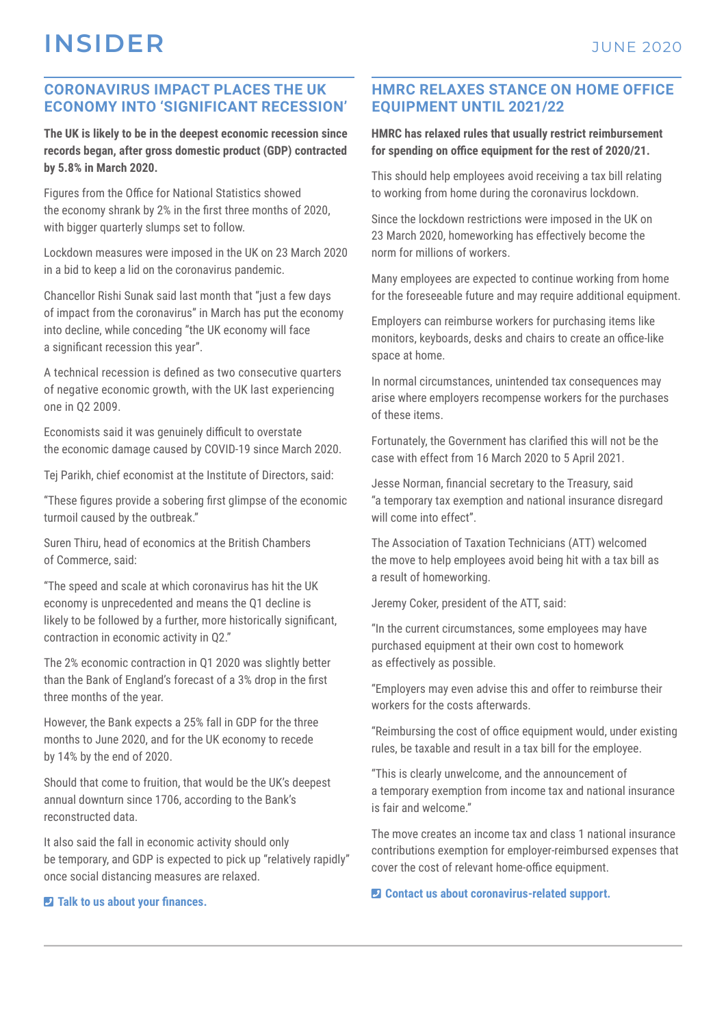## CORONAVIRUS IMPACT PLACES THE UK ECONOMY INTO 'SIGNIFICANT RECESSION'

**The UK is likely to be in the deepest economic recession since records began, after gross domestic product (GDP) contracted by 5.8% in March 2020.**

Figures from the Office for National Statistics showed the economy shrank by 2% in the first three months of 2020, with bigger quarterly slumps set to follow.

Lockdown measures were imposed in the UK on 23 March 2020 in a bid to keep a lid on the coronavirus pandemic.

Chancellor Rishi Sunak said last month that "just a few days of impact from the coronavirus" in March has put the economy into decline, while conceding "the UK economy will face a significant recession this year".

A technical recession is defined as two consecutive quarters of negative economic growth, with the UK last experiencing one in Q2 2009.

Economists said it was genuinely difficult to overstate the economic damage caused by COVID-19 since March 2020.

Tej Parikh, chief economist at the Institute of Directors, said:

"These figures provide a sobering first glimpse of the economic turmoil caused by the outbreak."

Suren Thiru, head of economics at the British Chambers of Commerce, said:

"The speed and scale at which coronavirus has hit the UK economy is unprecedented and means the Q1 decline is likely to be followed by a further, more historically significant, contraction in economic activity in Q2."

The 2% economic contraction in Q1 2020 was slightly better than the Bank of England's forecast of a 3% drop in the first three months of the year.

However, the Bank expects a 25% fall in GDP for the three months to June 2020, and for the UK economy to recede by 14% by the end of 2020.

Should that come to fruition, that would be the UK's deepest annual downturn since 1706, according to the Bank's reconstructed data.

It also said the fall in economic activity should only be temporary, and GDP is expected to pick up "relatively rapidly" once social distancing measures are relaxed.

**Talk to us about your finances.**

## HMRC RELAXES STANCE ON HOME OFFICE EQUIPMENT UNTIL 2021/22

**HMRC has relaxed rules that usually restrict reimbursement for spending on office equipment for the rest of 2020/21.**

This should help employees avoid receiving a tax bill relating to working from home during the coronavirus lockdown.

Since the lockdown restrictions were imposed in the UK on 23 March 2020, homeworking has effectively become the norm for millions of workers.

Many employees are expected to continue working from home for the foreseeable future and may require additional equipment.

Employers can reimburse workers for purchasing items like monitors, keyboards, desks and chairs to create an office-like space at home.

In normal circumstances, unintended tax consequences may arise where employers recompense workers for the purchases of these items.

Fortunately, the Government has clarified this will not be the case with effect from 16 March 2020 to 5 April 2021.

Jesse Norman, financial secretary to the Treasury, said "a temporary tax exemption and national insurance disregard will come into effect".

The Association of Taxation Technicians (ATT) welcomed the move to help employees avoid being hit with a tax bill as a result of homeworking.

Jeremy Coker, president of the ATT, said:

"In the current circumstances, some employees may have purchased equipment at their own cost to homework as effectively as possible.

"Employers may even advise this and offer to reimburse their workers for the costs afterwards.

"Reimbursing the cost of office equipment would, under existing rules, be taxable and result in a tax bill for the employee.

"This is clearly unwelcome, and the announcement of a temporary exemption from income tax and national insurance is fair and welcome."

The move creates an income tax and class 1 national insurance contributions exemption for employer-reimbursed expenses that cover the cost of relevant home-office equipment.

**Contact us about coronavirus-related support.**